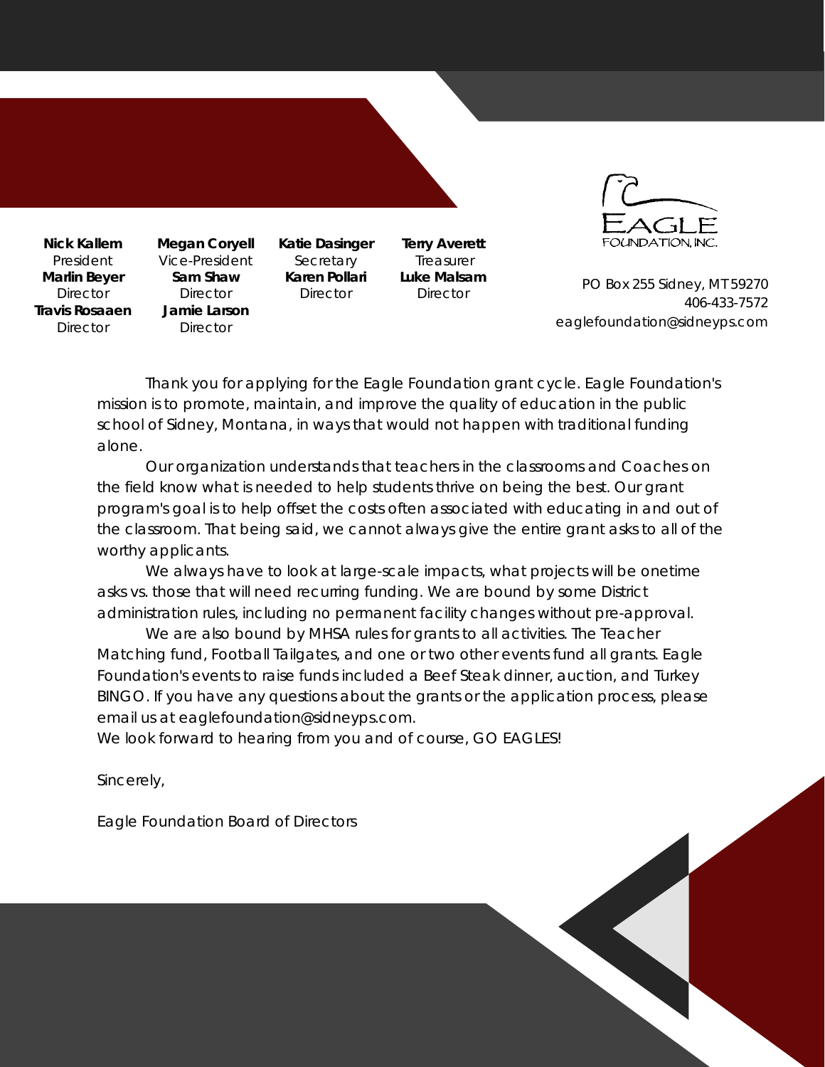**Nick Kallem**
President

**Megan Coryell**
Vice-President

**Katie Dasinger**
Secretary

**Terry Averett**
Treasurer

**Marlin Beyer**
Director

**Sam Shaw**
Director

**Karen Pollari**
Director

**Luke Malsam**
Director

**Travis Rosaaen**
Director

**Jamie Larson**
Director

EAGLE FOUNDATION, INC.

PO Box 255 Sidney, MT 59270
406-433-7572
eaglefoundation@sidneyps.com

Thank you for applying for the Eagle Foundation grant cycle. Eagle Foundation's mission is to promote, maintain, and improve the quality of education in the public school of Sidney, Montana, in ways that would not happen with traditional funding alone.

Our organization understands that teachers in the classrooms and Coaches on the field know what is needed to help students thrive on being the best. Our grant program's goal is to help offset the costs often associated with educating in and out of the classroom. That being said, we cannot always give the entire grant asks to all of the worthy applicants.

We always have to look at large-scale impacts, what projects will be onetime asks vs. those that will need recurring funding. We are bound by some District administration rules, including no permanent facility changes without pre-approval.

We are also bound by MHSA rules for grants to all activities. The Teacher Matching fund, Football Tailgates, and one or two other events fund all grants. Eagle Foundation's events to raise funds included a Beef Steak dinner, auction, and Turkey BINGO. If you have any questions about the grants or the application process, please email us at eaglefoundation@sidneyps.com.

We look forward to hearing from you and of course, GO EAGLES!

Sincerely,

Eagle Foundation Board of Directors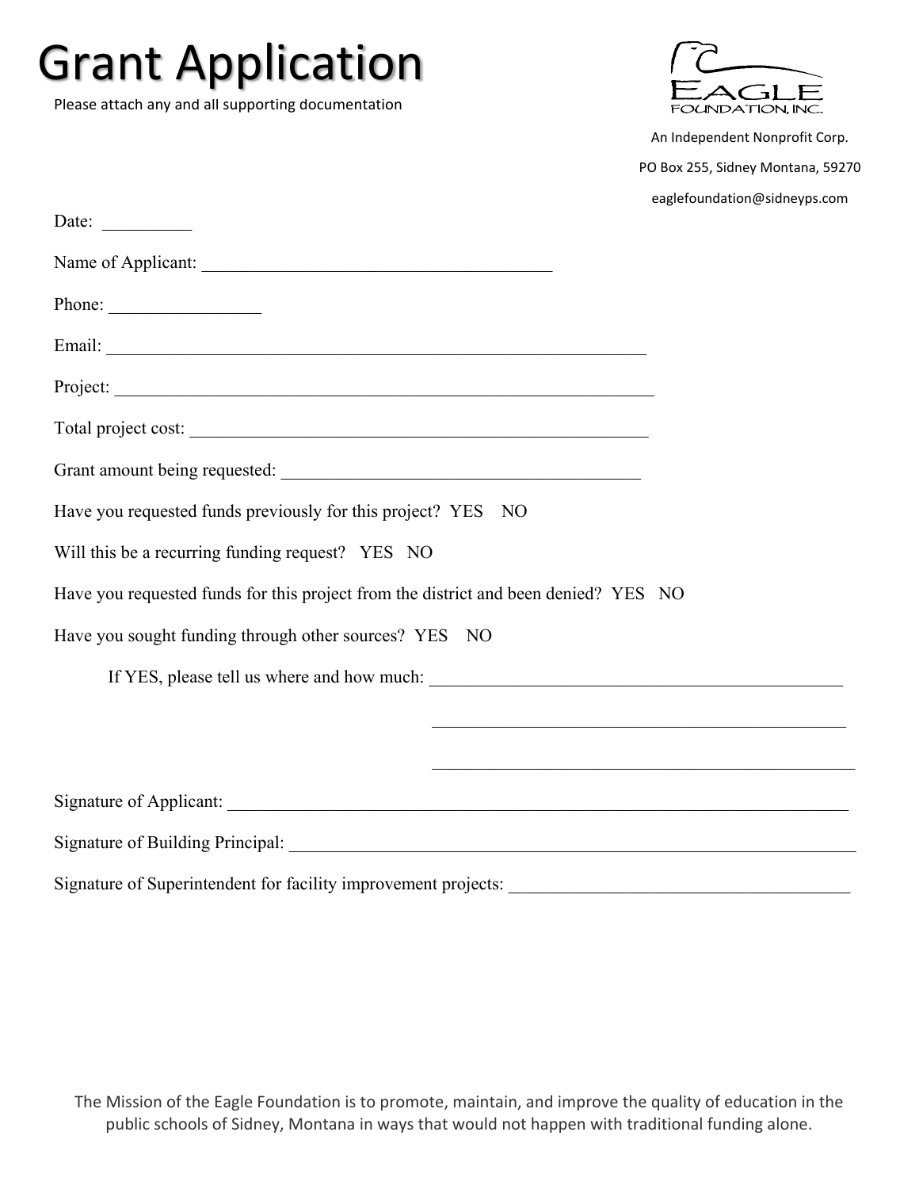# Grant Application

Please attach any and all supporting documentation

EAGLE FOUNDATION, INC.

An Independent Nonprofit Corp.

PO Box 255, Sidney Montana, 59270

eaglefoundation@sidneyps.com

Date: __________

Name of Applicant: ________________________________________

Phone: _________________

Email: ______________________________________________________________

Project: _____________________________________________________________

Total project cost: _____________________________________________________

Grant amount being requested: _________________________________________

Have you requested funds previously for this project? YES NO

Will this be a recurring funding request? YES NO

Have you requested funds for this project from the district and been denied? YES NO

Have you sought funding through other sources? YES NO

If YES, please tell us where and how much: _______________________________________________

_______________________________________________

_______________________________________________

Signature of Applicant: _________________________________________________________________________

Signature of Building Principal: __________________________________________________________________

Signature of Superintendent for facility improvement projects: _______________________________________

The Mission of the Eagle Foundation is to promote, maintain, and improve the quality of education in the public schools of Sidney, Montana in ways that would not happen with traditional funding alone.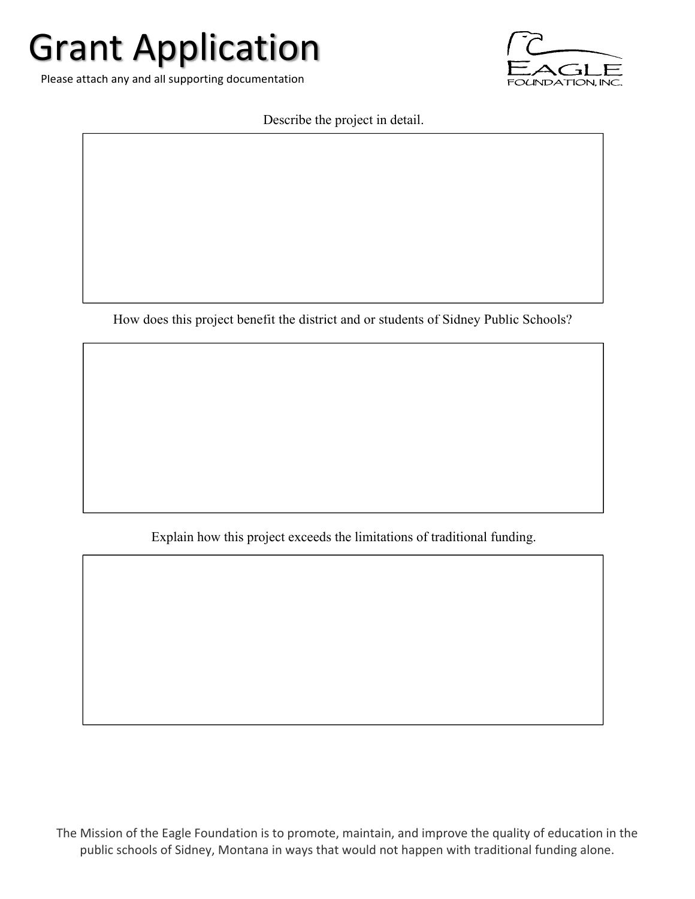# Grant Application

Please attach any and all supporting documentation

EAGLE FOUNDATION, INC.

Describe the project in detail.

How does this project benefit the district and or students of Sidney Public Schools?

Explain how this project exceeds the limitations of traditional funding.

The Mission of the Eagle Foundation is to promote, maintain, and improve the quality of education in the public schools of Sidney, Montana in ways that would not happen with traditional funding alone.